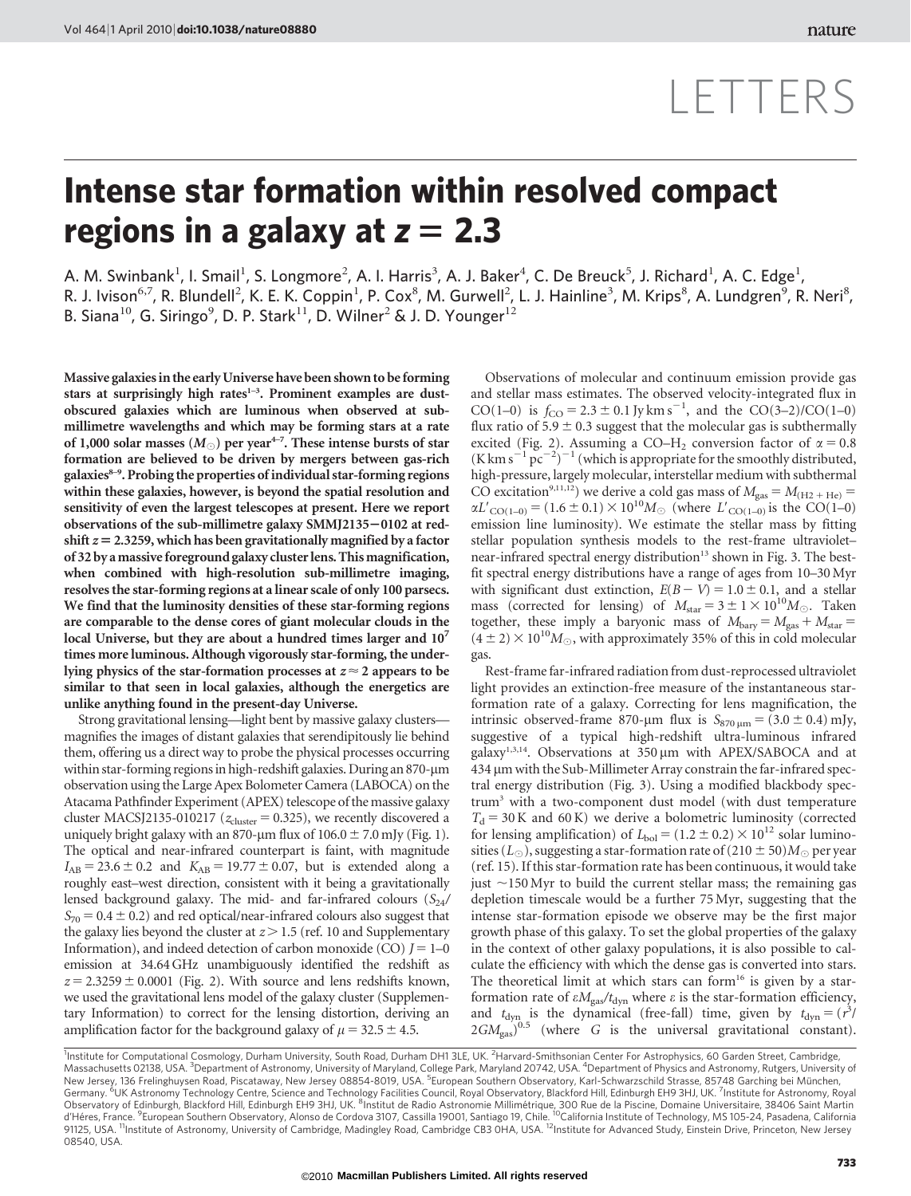# LETTERS

# Intense star formation within resolved compact regions in a galaxy at $z = 2.3$

A. M. Swinbank[1], I. Smail[1], S. Longmore[2], A. I. Harris[3], A. J. Baker[4], C. De Breuck[5], J. Richard[1], A. C. Edge[1], R. J. Ivison[6,7], R. Blundell[2], K. E. K. Coppin[1], P. Cox[8], M. Gurwell[2], L. J. Hainline[3], M. Krips[8], A. Lundgren[9], R. Neri[8], B. Siana[10], G. Siringo[9], D. P. Stark[11], D. Wilner[2] & J. D. Younger[12]

**Massive galaxies in the early Universe have been shown to be forming stars at surprisingly high rates[1–3]. Prominent examples are dust-obscured galaxies which are luminous when observed at sub-millimetre wavelengths and which may be forming stars at a rate of 1,000 solar masses ($M_\odot$) per year[4–7]. These intense bursts of star formation are believed to be driven by mergers between gas-rich galaxies[8–9]. Probing the properties of individual star-forming regions within these galaxies, however, is beyond the spatial resolution and sensitivity of even the largest telescopes at present. Here we report observations of the sub-millimetre galaxy SMMJ2135−0102 at redshift $z = 2.3259$, which has been gravitationally magnified by a factor of 32 by a massive foreground galaxy cluster lens. This magnification, when combined with high-resolution sub-millimetre imaging, resolves the star-forming regions at a linear scale of only 100 parsecs. We find that the luminosity densities of these star-forming regions are comparable to the dense cores of giant molecular clouds in the local Universe, but they are about a hundred times larger and $10^7$ times more luminous. Although vigorously star-forming, the underlying physics of the star-formation processes at $z \approx 2$ appears to be similar to that seen in local galaxies, although the energetics are unlike anything found in the present-day Universe.**

Strong gravitational lensing—light bent by massive galaxy clusters—magnifies the images of distant galaxies that serendipitously lie behind them, offering us a direct way to probe the physical processes occurring within star-forming regions in high-redshift galaxies. During an 870-μm observation using the Large Apex Bolometer Camera (LABOCA) on the Atacama Pathfinder Experiment (APEX) telescope of the massive galaxy cluster MACSJ2135-010217 ($z_{\rm cluster} = 0.325$), we recently discovered a uniquely bright galaxy with an 870-μm flux of $106.0 \pm 7.0$ mJy (Fig. 1). The optical and near-infrared counterpart is faint, with magnitude $I_{\rm AB} = 23.6 \pm 0.2$ and $K_{\rm AB} = 19.77 \pm 0.07$, but is extended along a roughly east–west direction, consistent with it being a gravitationally lensed background galaxy. The mid- and far-infrared colours ($S_{24}/S_{70} = 0.4 \pm 0.2$) and red optical/near-infrared colours also suggest that the galaxy lies beyond the cluster at $z > 1.5$ (ref. 10 and Supplementary Information), and indeed detection of carbon monoxide (CO) $J = 1$–0 emission at 34.64 GHz unambiguously identified the redshift as $z = 2.3259 \pm 0.0001$ (Fig. 2). With source and lens redshifts known, we used the gravitational lens model of the galaxy cluster (Supplementary Information) to correct for the lensing distortion, deriving an amplification factor for the background galaxy of $\mu = 32.5 \pm 4.5$.

Observations of molecular and continuum emission provide gas and stellar mass estimates. The observed velocity-integrated flux in CO(1–0) is $f_{\rm CO} = 2.3 \pm 0.1$ Jy km s$^{-1}$, and the CO(3–2)/CO(1–0) flux ratio of $5.9 \pm 0.3$ suggest that the molecular gas is subthermally excited (Fig. 2). Assuming a CO–$H_2$ conversion factor of $\alpha = 0.8$ (K km s$^{-1}$ pc$^{-2}$)$^{-1}$ (which is appropriate for the smoothly distributed, high-pressure, largely molecular, interstellar medium with subthermal CO excitation[9,11,12]) we derive a cold gas mass of $M_{\rm gas} = M_{\rm (H2+He)} = \alpha L'_{\rm CO(1-0)} = (1.6 \pm 0.1) \times 10^{10} M_\odot$ (where $L'_{\rm CO(1-0)}$ is the CO(1–0) emission line luminosity). We estimate the stellar mass by fitting stellar population synthesis models to the rest-frame ultraviolet–near-infrared spectral energy distribution[13] shown in Fig. 3. The best-fit spectral energy distributions have a range of ages from 10–30 Myr with significant dust extinction, $E(B-V) = 1.0 \pm 0.1$, and a stellar mass (corrected for lensing) of $M_{\rm star} = 3 \pm 1 \times 10^{10} M_\odot$. Taken together, these imply a baryonic mass of $M_{\rm bary} = M_{\rm gas} + M_{\rm star} = (4 \pm 2) \times 10^{10} M_\odot$, with approximately 35% of this in cold molecular gas.

Rest-frame far-infrared radiation from dust-reprocessed ultraviolet light provides an extinction-free measure of the instantaneous star-formation rate of a galaxy. Correcting for lens magnification, the intrinsic observed-frame 870-μm flux is $S_{870\,\mu m} = (3.0 \pm 0.4)$ mJy, suggestive of a typical high-redshift ultra-luminous infrared galaxy[1,3,14]. Observations at 350 μm with APEX/SABOCA and at 434 μm with the Sub-Millimeter Array constrain the far-infrared spectral energy distribution (Fig. 3). Using a modified blackbody spectrum[3] with a two-component dust model (with dust temperature $T_{\rm d} = 30$ K and 60 K) we derive a bolometric luminosity (corrected for lensing amplification) of $L_{\rm bol} = (1.2 \pm 0.2) \times 10^{12}$ solar luminosities ($L_\odot$), suggesting a star-formation rate of $(210 \pm 50) M_\odot$ per year (ref. 15). If this star-formation rate has been continuous, it would take just ~150 Myr to build the current stellar mass; the remaining gas depletion timescale would be a further 75 Myr, suggesting that the intense star-formation episode we observe may be the first major growth phase of this galaxy. To set the global properties of the galaxy in the context of other galaxy populations, it is also possible to calculate the efficiency with which the dense gas is converted into stars. The theoretical limit at which stars can form[16] is given by a star-formation rate of $\varepsilon M_{\rm gas}/t_{\rm dyn}$ where $\varepsilon$ is the star-formation efficiency, and $t_{\rm dyn}$ is the dynamical (free-fall) time, given by $t_{\rm dyn} = (r^3/2GM_{\rm gas})^{0.5}$ (where $G$ is the universal gravitational constant).

[1]Institute for Computational Cosmology, Durham University, South Road, Durham DH1 3LE, UK. [2]Harvard-Smithsonian Center For Astrophysics, 60 Garden Street, Cambridge, Massachusetts 02138, USA. [3]Department of Astronomy, University of Maryland, College Park, Maryland 20742, USA. [4]Department of Physics and Astronomy, Rutgers, University of New Jersey, 136 Frelinghuysen Road, Piscataway, New Jersey 08854-8019, USA. [5]European Southern Observatory, Karl-Schwarzschild Strasse, 85748 Garching bei München, Germany. [6]UK Astronomy Technology Centre, Science and Technology Facilities Council, Royal Observatory, Blackford Hill, Edinburgh EH9 3HJ, UK. [7]Institute for Astronomy, Royal Observatory of Edinburgh, Blackford Hill, Edinburgh EH9 3HJ, UK. [8]Institut de Radio Astronomie Millimétrique, 300 Rue de la Piscine, Domaine Universitaire, 38406 Saint Martin d'Héres, France. [9]European Southern Observatory, Alonso de Cordova 3107, Cassilla 19001, Santiago 19, Chile. [10]California Institute of Technology, MS 105-24, Pasadena, California 91125, USA. [11]Institute of Astronomy, University of Cambridge, Madingley Road, Cambridge CB3 0HA, USA. [12]Institute for Advanced Study, Einstein Drive, Princeton, New Jersey 08540, USA.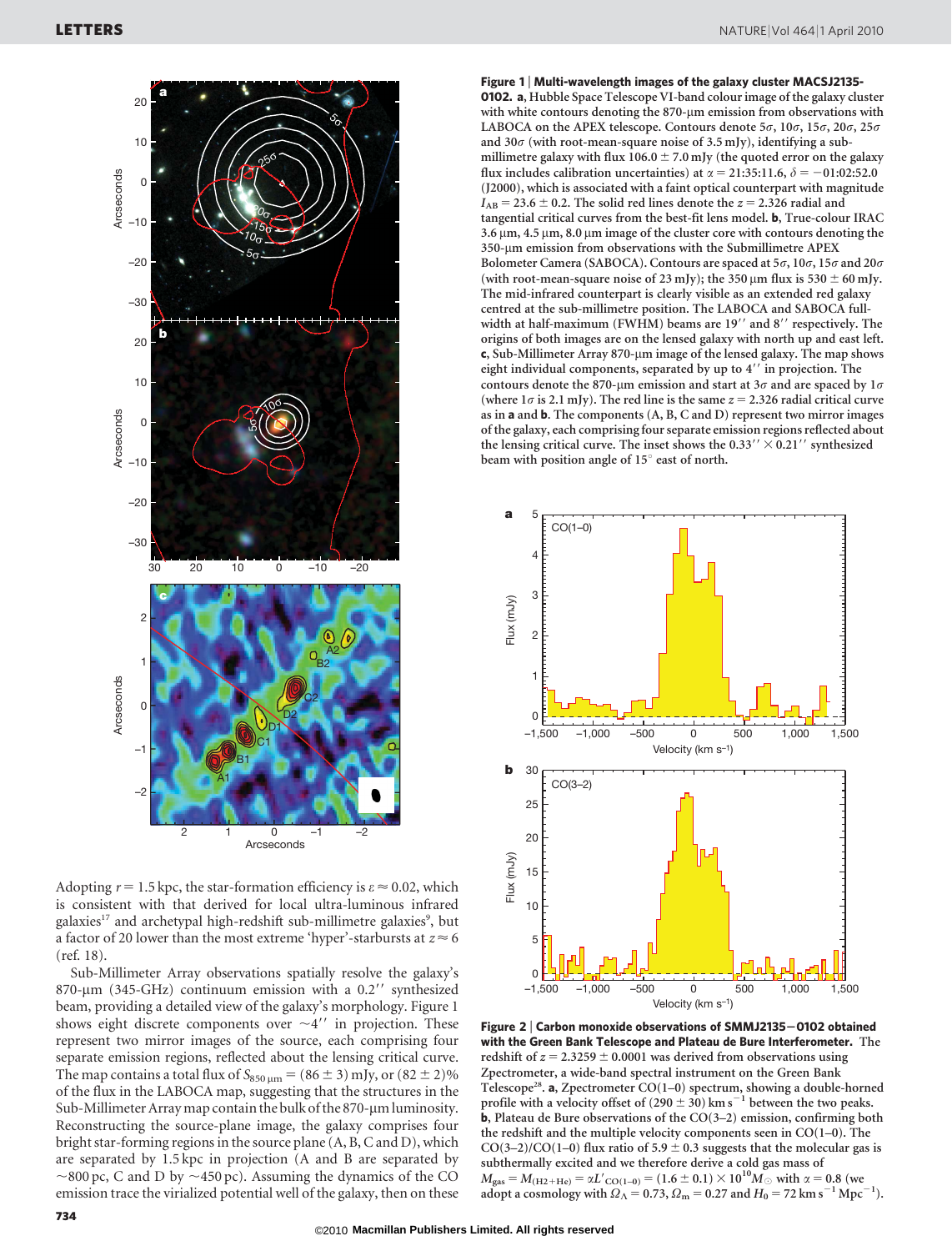**Figure 1 | Multi-wavelength images of the galaxy cluster MACSJ2135-0102. a**, Hubble Space Telescope VI-band colour image of the galaxy cluster with white contours denoting the 870-μm emission from observations with LABOCA on the APEX telescope. Contours denote 5σ, 10σ, 15σ, 20σ, 25σ and 30σ (with root-mean-square noise of 3.5 mJy), identifying a sub-millimetre galaxy with flux 106.0 ± 7.0 mJy (the quoted error on the galaxy flux includes calibration uncertainties) at $\alpha = 21{:}35{:}11.6$, $\delta = -01{:}02{:}52.0$ (J2000), which is associated with a faint optical counterpart with magnitude $I_{AB} = 23.6 \pm 0.2$. The solid red lines denote the $z = 2.326$ radial and tangential critical curves from the best-fit lens model. **b**, True-colour IRAC 3.6 μm, 4.5 μm, 8.0 μm image of the cluster core with contours denoting the 350-μm emission from observations with the Submillimetre APEX Bolometer Camera (SABOCA). Contours are spaced at 5σ, 10σ, 15σ and 20σ (with root-mean-square noise of 23 mJy); the 350 μm flux is 530 ± 60 mJy. The mid-infrared counterpart is clearly visible as an extended red galaxy centred at the sub-millimetre position. The LABOCA and SABOCA full-width at half-maximum (FWHM) beams are 19″ and 8″ respectively. The origins of both images are on the lensed galaxy with north up and east left. **c**, Sub-Millimeter Array 870-μm image of the lensed galaxy. The map shows eight individual components, separated by up to 4″ in projection. The contours denote the 870-μm emission and start at 3σ and are spaced by 1σ (where 1σ is 2.1 mJy). The red line is the same $z = 2.326$ radial critical curve as in **a** and **b**. The components (A, B, C and D) represent two mirror images of the galaxy, each comprising four separate emission regions reflected about the lensing critical curve. The inset shows the 0.33″ × 0.21″ synthesized beam with position angle of 15° east of north.

**Figure 2 | Carbon monoxide observations of SMMJ2135−0102 obtained with the Green Bank Telescope and Plateau de Bure Interferometer.** The redshift of $z = 2.3259 \pm 0.0001$ was derived from observations using Zpectrometer, a wide-band spectral instrument on the Green Bank Telescope[28]. **a**, Zpectrometer CO(1–0) spectrum, showing a double-horned profile with a velocity offset of (290 ± 30) km s$^{-1}$ between the two peaks. **b**, Plateau de Bure observations of the CO(3–2) emission, confirming both the redshift and the multiple velocity components seen in CO(1–0). The CO(3–2)/CO(1–0) flux ratio of 5.9 ± 0.3 suggests that the molecular gas is subthermally excited and we therefore derive a cold gas mass of $M_{gas} = M_{(H2+He)} = \alpha L'_{CO(1-0)} = (1.6 \pm 0.1) \times 10^{10} M_{\odot}$ with $\alpha = 0.8$ (we adopt a cosmology with $\Omega_{\Lambda} = 0.73$, $\Omega_m = 0.27$ and $H_0 = 72$ km s$^{-1}$ Mpc$^{-1}$).

Adopting $r = 1.5$ kpc, the star-formation efficiency is $\varepsilon \approx 0.02$, which is consistent with that derived for local ultra-luminous infrared galaxies[17] and archetypal high-redshift sub-millimetre galaxies[9], but a factor of 20 lower than the most extreme 'hyper'-starbursts at $z \approx 6$ (ref. 18).

Sub-Millimeter Array observations spatially resolve the galaxy's 870-μm (345-GHz) continuum emission with a 0.2″ synthesized beam, providing a detailed view of the galaxy's morphology. Figure 1 shows eight discrete components over ~4″ in projection. These represent two mirror images of the source, each comprising four separate emission regions, reflected about the lensing critical curve. The map contains a total flux of $S_{850\,\mu m} = (86 \pm 3)$ mJy, or (82 ± 2)% of the flux in the LABOCA map, suggesting that the structures in the Sub-Millimeter Array map contain the bulk of the 870-μm luminosity. Reconstructing the source-plane image, the galaxy comprises four bright star-forming regions in the source plane (A, B, C and D), which are separated by 1.5 kpc in projection (A and B are separated by ~800 pc, C and D by ~450 pc). Assuming the dynamics of the CO emission trace the virialized potential well of the galaxy, then on these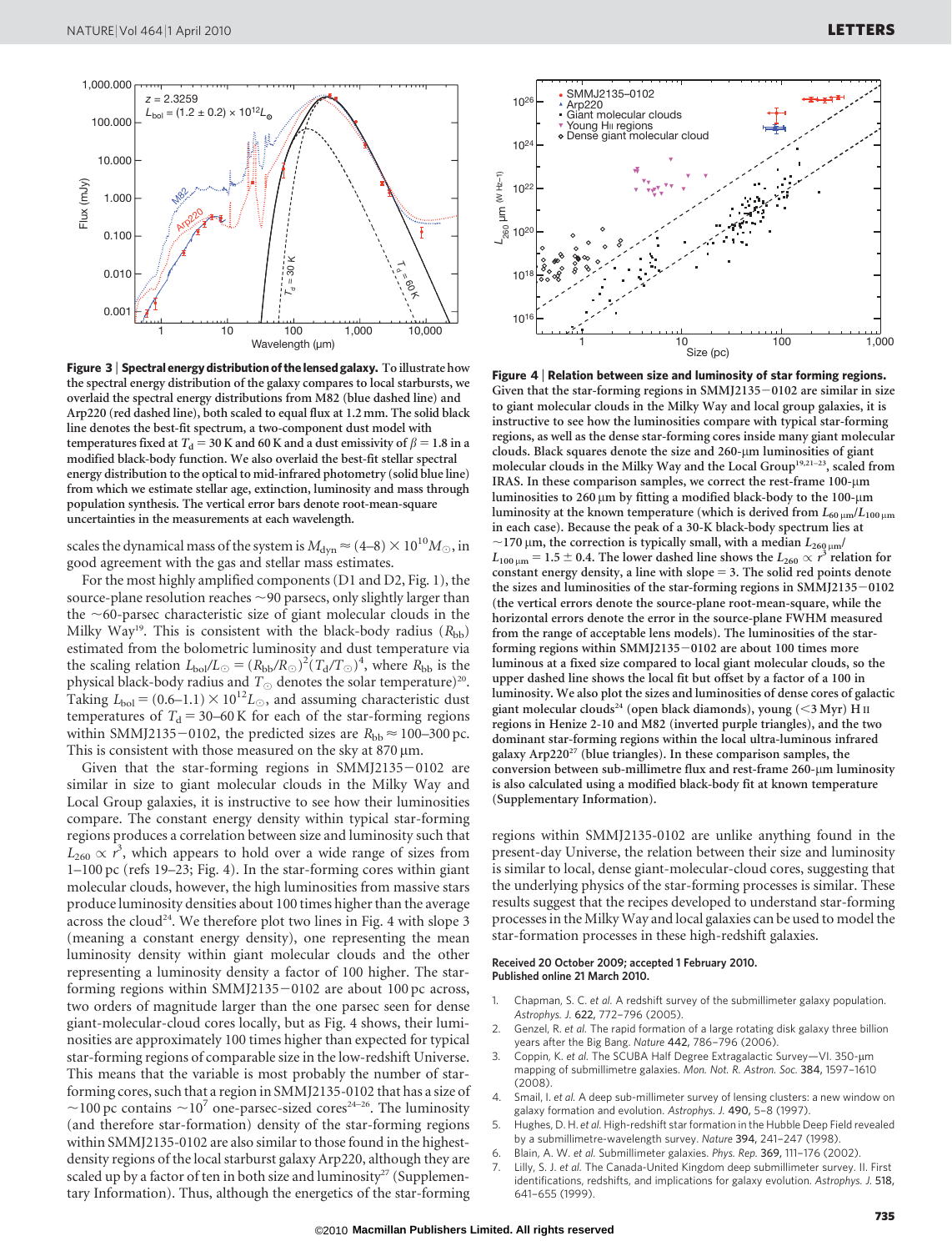**Figure 3 | Spectral energy distribution of the lensed galaxy.** To illustrate how the spectral energy distribution of the galaxy compares to local starbursts, we overlaid the spectral energy distributions from M82 (blue dashed line) and Arp220 (red dashed line), both scaled to equal flux at 1.2 mm. The solid black line denotes the best-fit spectrum, a two-component dust model with temperatures fixed at $T_d = 30$ K and 60 K and a dust emissivity of $\beta = 1.8$ in a modified black-body function. We also overlaid the best-fit stellar spectral energy distribution to the optical to mid-infrared photometry (solid blue line) from which we estimate stellar age, extinction, luminosity and mass through population synthesis. The vertical error bars denote root-mean-square uncertainties in the measurements at each wavelength.

scales the dynamical mass of the system is $M_{dyn} \approx (4\text{–}8) \times 10^{10} M_\odot$, in good agreement with the gas and stellar mass estimates.

For the most highly amplified components (D1 and D2, Fig. 1), the source-plane resolution reaches ~90 parsecs, only slightly larger than the ~60-parsec characteristic size of giant molecular clouds in the Milky Way[19]. This is consistent with the black-body radius ($R_{bb}$) estimated from the bolometric luminosity and dust temperature via the scaling relation $L_{bol}/L_\odot = (R_{bb}/R_\odot)^2(T_d/T_\odot)^4$, where $R_{bb}$ is the physical black-body radius and $T_\odot$ denotes the solar temperature)[20]. Taking $L_{bol} = (0.6\text{–}1.1) \times 10^{12} L_\odot$, and assuming characteristic dust temperatures of $T_d = 30\text{–}60$ K for each of the star-forming regions within SMMJ2135−0102, the predicted sizes are $R_{bb} \approx 100\text{–}300$ pc. This is consistent with those measured on the sky at 870 μm.

Given that the star-forming regions in SMMJ2135−0102 are similar in size to giant molecular clouds in the Milky Way and Local Group galaxies, it is instructive to see how their luminosities compare. The constant energy density within typical star-forming regions produces a correlation between size and luminosity such that $L_{260} \propto r^3$, which appears to hold over a wide range of sizes from 1–100 pc (refs 19–23; Fig. 4). In the star-forming cores within giant molecular clouds, however, the high luminosities from massive stars produce luminosity densities about 100 times higher than the average across the cloud[24]. We therefore plot two lines in Fig. 4 with slope 3 (meaning a constant energy density), one representing the mean luminosity density within giant molecular clouds and the other representing a luminosity density a factor of 100 higher. The star-forming regions within SMMJ2135−0102 are about 100 pc across, two orders of magnitude larger than the one parsec seen for dense giant-molecular-cloud cores locally, but as Fig. 4 shows, their luminosities are approximately 100 times higher than expected for typical star-forming regions of comparable size in the low-redshift Universe. This means that the variable is most probably the number of star-forming cores, such that a region in SMMJ2135-0102 that has a size of ~100 pc contains ~$10^7$ one-parsec-sized cores[24–26]. The luminosity (and therefore star-formation) density of the star-forming regions within SMMJ2135-0102 are also similar to those found in the highest-density regions of the local starburst galaxy Arp220, although they are scaled up by a factor of ten in both size and luminosity[27] (Supplementary Information). Thus, although the energetics of the star-forming regions within SMMJ2135-0102 are unlike anything found in the present-day Universe, the relation between their size and luminosity is similar to local, dense giant-molecular-cloud cores, suggesting that the underlying physics of the star-forming processes is similar. These results suggest that the recipes developed to understand star-forming processes in the Milky Way and local galaxies can be used to model the star-formation processes in these high-redshift galaxies.

**Figure 4 | Relation between size and luminosity of star forming regions.** Given that the star-forming regions in SMMJ2135−0102 are similar in size to giant molecular clouds in the Milky Way and local group galaxies, it is instructive to see how the luminosities compare with typical star-forming regions, as well as the dense star-forming cores inside many giant molecular clouds. Black squares denote the sizes and 260-μm luminosities of giant molecular clouds in the Milky Way and the Local Group[19,21–23], scaled from IRAS. In these comparison samples, we correct the rest-frame 100-μm luminosities to 260 μm by fitting a modified black-body to the 100-μm luminosity at the known temperature (which is derived from $L_{60\,\mu m}/L_{100\,\mu m}$ in each case). Because the peak of a 30-K black-body spectrum lies at ~170 μm, the correction is typically small, with a median $L_{260\,\mu m}/L_{100\,\mu m} = 1.5 \pm 0.4$. The lower dashed line shows the $L_{260} \propto r^3$ relation for constant energy density, a line with slope = 3. The solid red points denote the sizes and luminosities of the star-forming regions in SMMJ2135−0102 (the vertical errors denote the source-plane root-mean-square, while the horizontal errors denote the error in the source-plane FWHM measured from the range of acceptable lens models). The luminosities of the star-forming regions within SMMJ2135−0102 are about 100 times more luminous at a fixed size compared to local giant molecular clouds, so the upper dashed line shows the local fit but offset by a factor of a 100 in luminosity. We also plot the sizes and luminosities of dense cores of galactic giant molecular clouds[24] (open black diamonds), young (<3 Myr) H II regions in Henize 2-10 and M82 (inverted purple triangles), and the two dominant star-forming regions within the local ultra-luminous infrared galaxy Arp220[27] (blue triangles). In these comparison samples, the conversion between sub-millimetre flux and rest-frame 260-μm luminosity is also calculated using a modified black-body fit at known temperature (Supplementary Information).

**Received 20 October 2009; accepted 1 February 2010.**
**Published online 21 March 2010.**

1. Chapman, S. C. *et al.* A redshift survey of the submillimeter galaxy population. *Astrophys. J.* **622**, 772–796 (2005).
2. Genzel, R. *et al.* The rapid formation of a large rotating disk galaxy three billion years after the Big Bang. *Nature* **442**, 786–796 (2006).
3. Coppin, K. *et al.* The SCUBA Half Degree Extragalactic Survey—VI. 350-μm mapping of submillimetre galaxies. *Mon. Not. R. Astron. Soc.* **384**, 1597–1610 (2008).
4. Smail, I. *et al.* A deep sub-millimeter survey of lensing clusters: a new window on galaxy formation and evolution. *Astrophys. J.* **490**, 5–8 (1997).
5. Hughes, D. H. *et al.* High-redshift star formation in the Hubble Deep Field revealed by a submillimetre-wavelength survey. *Nature* **394**, 241–247 (1998).
6. Blain, A. W. *et al.* Submillimeter galaxies. *Phys. Rep.* **369**, 111–176 (2002).
7. Lilly, S. J. *et al.* The Canada-United Kingdom deep submillimeter survey. II. First identifications, redshifts, and implications for galaxy evolution. *Astrophys. J.* **518**, 641–655 (1999).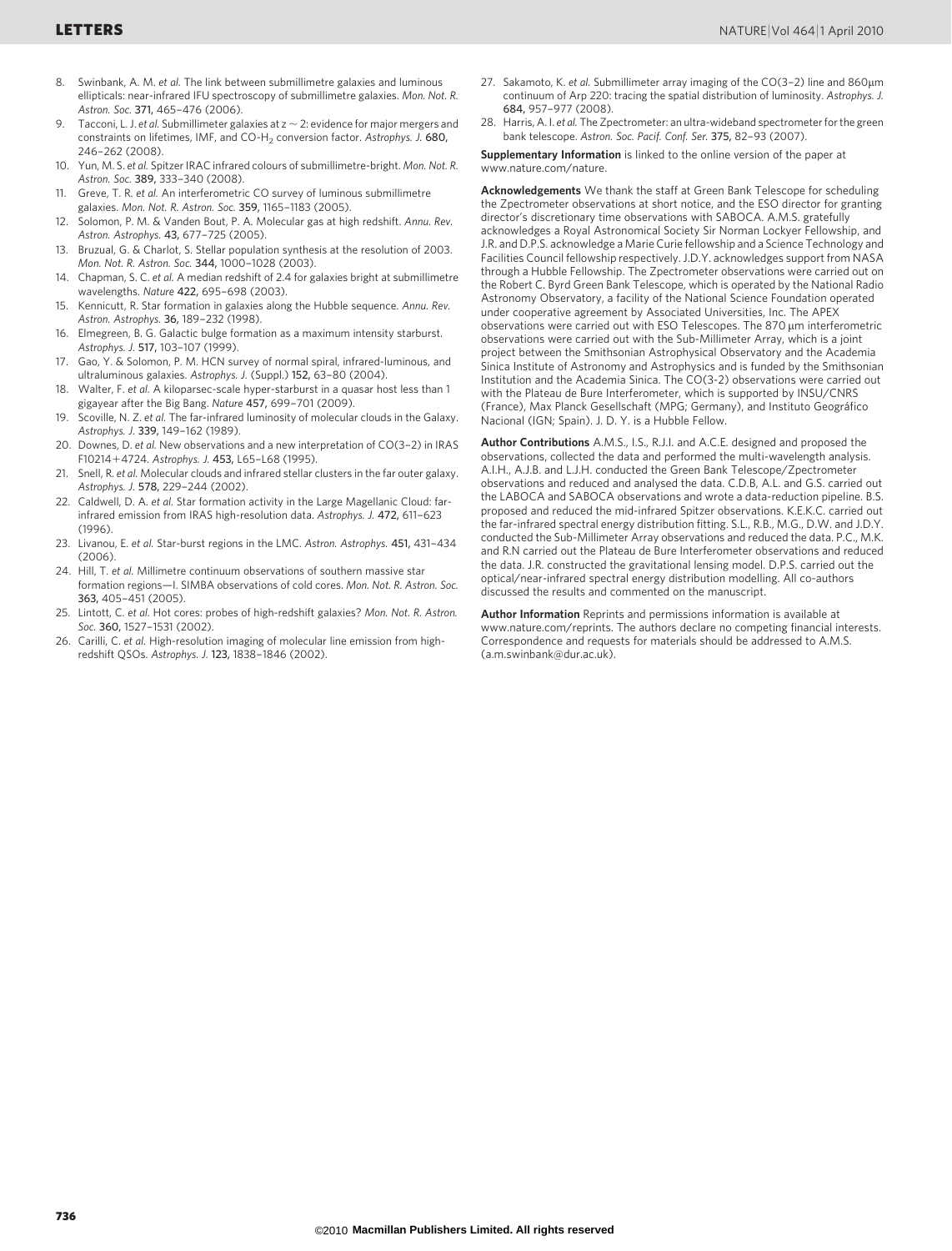8. Swinbank, A. M. *et al.* The link between submillimetre galaxies and luminous ellipticals: near-infrared IFU spectroscopy of submillimetre galaxies. *Mon. Not. R. Astron. Soc.* **371,** 465–476 (2006).
9. Tacconi, L. J. *et al.* Submillimeter galaxies at z ~ 2: evidence for major mergers and constraints on lifetimes, IMF, and CO-$H_2$ conversion factor. *Astrophys. J.* **680,** 246–262 (2008).
10. Yun, M. S. *et al.* Spitzer IRAC infrared colours of submillimetre-bright. *Mon. Not. R. Astron. Soc.* **389,** 333–340 (2008).
11. Greve, T. R. *et al.* An interferometric CO survey of luminous submillimetre galaxies. *Mon. Not. R. Astron. Soc.* **359,** 1165–1183 (2005).
12. Solomon, P. M. & Vanden Bout, P. A. Molecular gas at high redshift. *Annu. Rev. Astron. Astrophys.* **43,** 677–725 (2005).
13. Bruzual, G. & Charlot, S. Stellar population synthesis at the resolution of 2003. *Mon. Not. R. Astron. Soc.* **344,** 1000–1028 (2003).
14. Chapman, S. C. *et al.* A median redshift of 2.4 for galaxies bright at submillimetre wavelengths. *Nature* **422,** 695–698 (2003).
15. Kennicutt, R. Star formation in galaxies along the Hubble sequence. *Annu. Rev. Astron. Astrophys.* **36,** 189–232 (1998).
16. Elmegreen, B. G. Galactic bulge formation as a maximum intensity starburst. *Astrophys. J.* **517,** 103–107 (1999).
17. Gao, Y. & Solomon, P. M. HCN survey of normal spiral, infrared-luminous, and ultraluminous galaxies. *Astrophys. J.* (Suppl.) **152,** 63–80 (2004).
18. Walter, F. *et al.* A kiloparsec-scale hyper-starburst in a quasar host less than 1 gigayear after the Big Bang. *Nature* **457,** 699–701 (2009).
19. Scoville, N. Z. *et al.* The far-infrared luminosity of molecular clouds in the Galaxy. *Astrophys. J.* **339,** 149–162 (1989).
20. Downes, D. *et al.* New observations and a new interpretation of CO(3–2) in IRAS F10214+4724. *Astrophys. J.* **453,** L65–L68 (1995).
21. Snell, R. *et al.* Molecular clouds and infrared stellar clusters in the far outer galaxy. *Astrophys. J.* **578,** 229–244 (2002).
22. Caldwell, D. A. *et al.* Star formation activity in the Large Magellanic Cloud: far-infrared emission from IRAS high-resolution data. *Astrophys. J.* **472,** 611–623 (1996).
23. Livanou, E. *et al.* Star-burst regions in the LMC. *Astron. Astrophys.* **451,** 431–434 (2006).
24. Hill, T. *et al.* Millimetre continuum observations of southern massive star formation regions—I. SIMBA observations of cold cores. *Mon. Not. R. Astron. Soc.* **363,** 405–451 (2005).
25. Lintott, C. *et al.* Hot cores: probes of high-redshift galaxies? *Mon. Not. R. Astron. Soc.* **360,** 1527–1531 (2002).
26. Carilli, C. *et al.* High-resolution imaging of molecular line emission from high-redshift QSOs. *Astrophys. J.* **123,** 1838–1846 (2002).
27. Sakamoto, K. *et al.* Submillimeter array imaging of the CO(3–2) line and 860μm continuum of Arp 220: tracing the spatial distribution of luminosity. *Astrophys. J.* **684,** 957–977 (2008).
28. Harris, A. I. *et al.* The Zpectrometer: an ultra-wideband spectrometer for the green bank telescope. *Astron. Soc. Pacif. Conf. Ser.* **375,** 82–93 (2007).

**Supplementary Information** is linked to the online version of the paper at www.nature.com/nature.

**Acknowledgements** We thank the staff at Green Bank Telescope for scheduling the Zpectrometer observations at short notice, and the ESO director for granting director's discretionary time observations with SABOCA. A.M.S. gratefully acknowledges a Royal Astronomical Society Sir Norman Lockyer Fellowship, and J.R. and D.P.S. acknowledge a Marie Curie fellowship and a Science Technology and Facilities Council fellowship respectively. J.D.Y. acknowledges support from NASA through a Hubble Fellowship. The Zpectrometer observations were carried out on the Robert C. Byrd Green Bank Telescope, which is operated by the National Radio Astronomy Observatory, a facility of the National Science Foundation operated under cooperative agreement by Associated Universities, Inc. The APEX observations were carried out with ESO Telescopes. The 870 μm interferometric observations were carried out with the Sub-Millimeter Array, which is a joint project between the Smithsonian Astrophysical Observatory and the Academia Sinica Institute of Astronomy and Astrophysics and is funded by the Smithsonian Institution and the Academia Sinica. The CO(3-2) observations were carried out with the Plateau de Bure Interferometer, which is supported by INSU/CNRS (France), Max Planck Gesellschaft (MPG; Germany), and Instituto Geográfico Nacional (IGN; Spain). J. D. Y. is a Hubble Fellow.

**Author Contributions** A.M.S., I.S., R.J.I. and A.C.E. designed and proposed the observations, collected the data and performed the multi-wavelength analysis. A.I.H., A.J.B. and L.J.H. conducted the Green Bank Telescope/Zpectrometer observations and reduced and analysed the data. C.D.B, A.L. and G.S. carried out the LABOCA and SABOCA observations and wrote a data-reduction pipeline. B.S. proposed and reduced the mid-infrared Spitzer observations. K.E.K.C. carried out the far-infrared spectral energy distribution fitting. S.L., R.B., M.G., D.W. and J.D.Y. conducted the Sub-Millimeter Array observations and reduced the data. P.C., M.K. and R.N carried out the Plateau de Bure Interferometer observations and reduced the data. J.R. constructed the gravitational lensing model. D.P.S. carried out the optical/near-infrared spectral energy distribution modelling. All co-authors discussed the results and commented on the manuscript.

**Author Information** Reprints and permissions information is available at www.nature.com/reprints. The authors declare no competing financial interests. Correspondence and requests for materials should be addressed to A.M.S. (a.m.swinbank@dur.ac.uk).